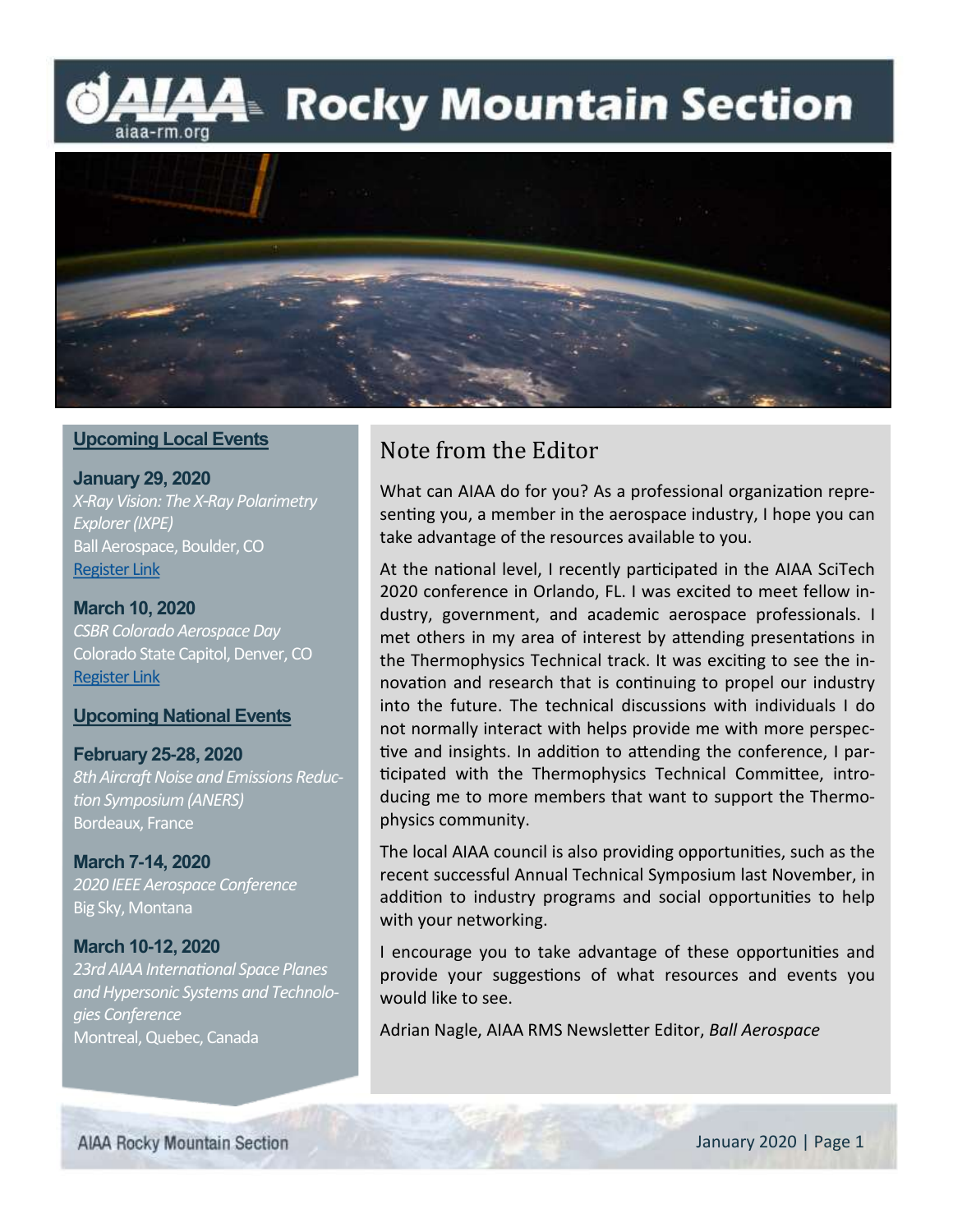# AIAA Rocky Mountain Section

aiaa-rm.org

## Upcoming Local Events

**January 29, 2020**
*X-Ray Vision: The X-Ray Polarimetry Explorer (IXPE)*
Ball Aerospace, Boulder, CO
Register Link

**March 10, 2020**
*CSBR Colorado Aerospace Day*
Colorado State Capitol, Denver, CO
Register Link

## Upcoming National Events

**February 25-28, 2020**
*8th Aircraft Noise and Emissions Reduction Symposium (ANERS)*
Bordeaux, France

**March 7-14, 2020**
*2020 IEEE Aerospace Conference*
Big Sky, Montana

**March 10-12, 2020**
*23rd AIAA International Space Planes and Hypersonic Systems and Technologies Conference*
Montreal, Quebec, Canada

## Note from the Editor

What can AIAA do for you? As a professional organization representing you, a member in the aerospace industry, I hope you can take advantage of the resources available to you.

At the national level, I recently participated in the AIAA SciTech 2020 conference in Orlando, FL. I was excited to meet fellow industry, government, and academic aerospace professionals. I met others in my area of interest by attending presentations in the Thermophysics Technical track. It was exciting to see the innovation and research that is continuing to propel our industry into the future. The technical discussions with individuals I do not normally interact with helps provide me with more perspective and insights. In addition to attending the conference, I participated with the Thermophysics Technical Committee, introducing me to more members that want to support the Thermophysics community.

The local AIAA council is also providing opportunities, such as the recent successful Annual Technical Symposium last November, in addition to industry programs and social opportunities to help with your networking.

I encourage you to take advantage of these opportunities and provide your suggestions of what resources and events you would like to see.

Adrian Nagle, AIAA RMS Newsletter Editor, *Ball Aerospace*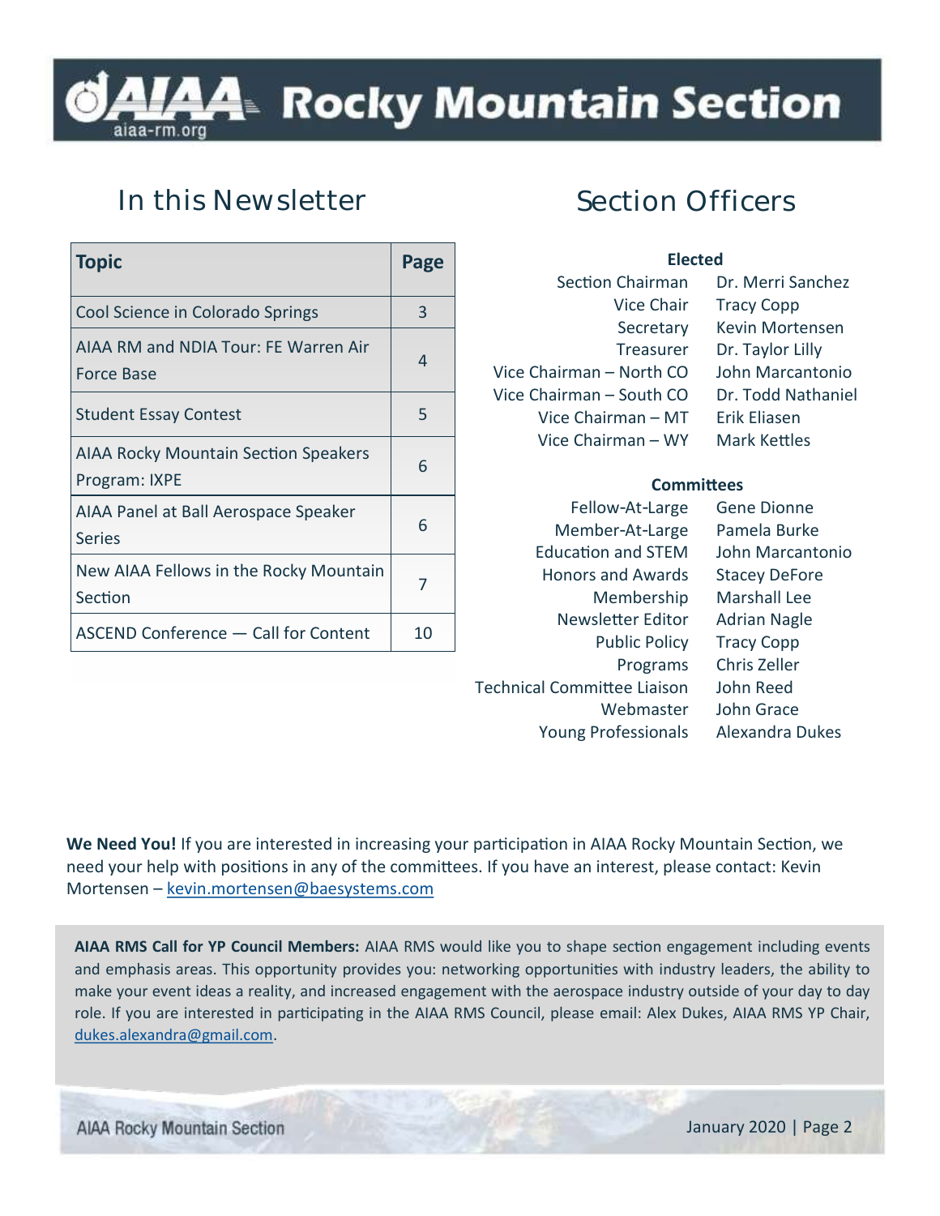# AIAA Rocky Mountain Section

aiaa-rm.org

## In this Newsletter

| Topic | Page |
|---|---|
| Cool Science in Colorado Springs | 3 |
| AIAA RM and NDIA Tour: FE Warren Air Force Base | 4 |
| Student Essay Contest | 5 |
| AIAA Rocky Mountain Section Speakers Program: IXPE | 6 |
| AIAA Panel at Ball Aerospace Speaker Series | 6 |
| New AIAA Fellows in the Rocky Mountain Section | 7 |
| ASCEND Conference — Call for Content | 10 |

## Section Officers

**Elected**

| | |
|---|---|
| Section Chairman | Dr. Merri Sanchez |
| Vice Chair | Tracy Copp |
| Secretary | Kevin Mortensen |
| Treasurer | Dr. Taylor Lilly |
| Vice Chairman – North CO | John Marcantonio |
| Vice Chairman – South CO | Dr. Todd Nathaniel |
| Vice Chairman – MT | Erik Eliasen |
| Vice Chairman – WY | Mark Kettles |

**Committees**

| | |
|---|---|
| Fellow-At-Large | Gene Dionne |
| Member-At-Large | Pamela Burke |
| Education and STEM | John Marcantonio |
| Honors and Awards | Stacey DeFore |
| Membership | Marshall Lee |
| Newsletter Editor | Adrian Nagle |
| Public Policy | Tracy Copp |
| Programs | Chris Zeller |
| Technical Committee Liaison | John Reed |
| Webmaster | John Grace |
| Young Professionals | Alexandra Dukes |

**We Need You!** If you are interested in increasing your participation in AIAA Rocky Mountain Section, we need your help with positions in any of the committees. If you have an interest, please contact: Kevin Mortensen – kevin.mortensen@baesystems.com

**AIAA RMS Call for YP Council Members:** AIAA RMS would like you to shape section engagement including events and emphasis areas. This opportunity provides you: networking opportunities with industry leaders, the ability to make your event ideas a reality, and increased engagement with the aerospace industry outside of your day to day role. If you are interested in participating in the AIAA RMS Council, please email: Alex Dukes, AIAA RMS YP Chair, dukes.alexandra@gmail.com.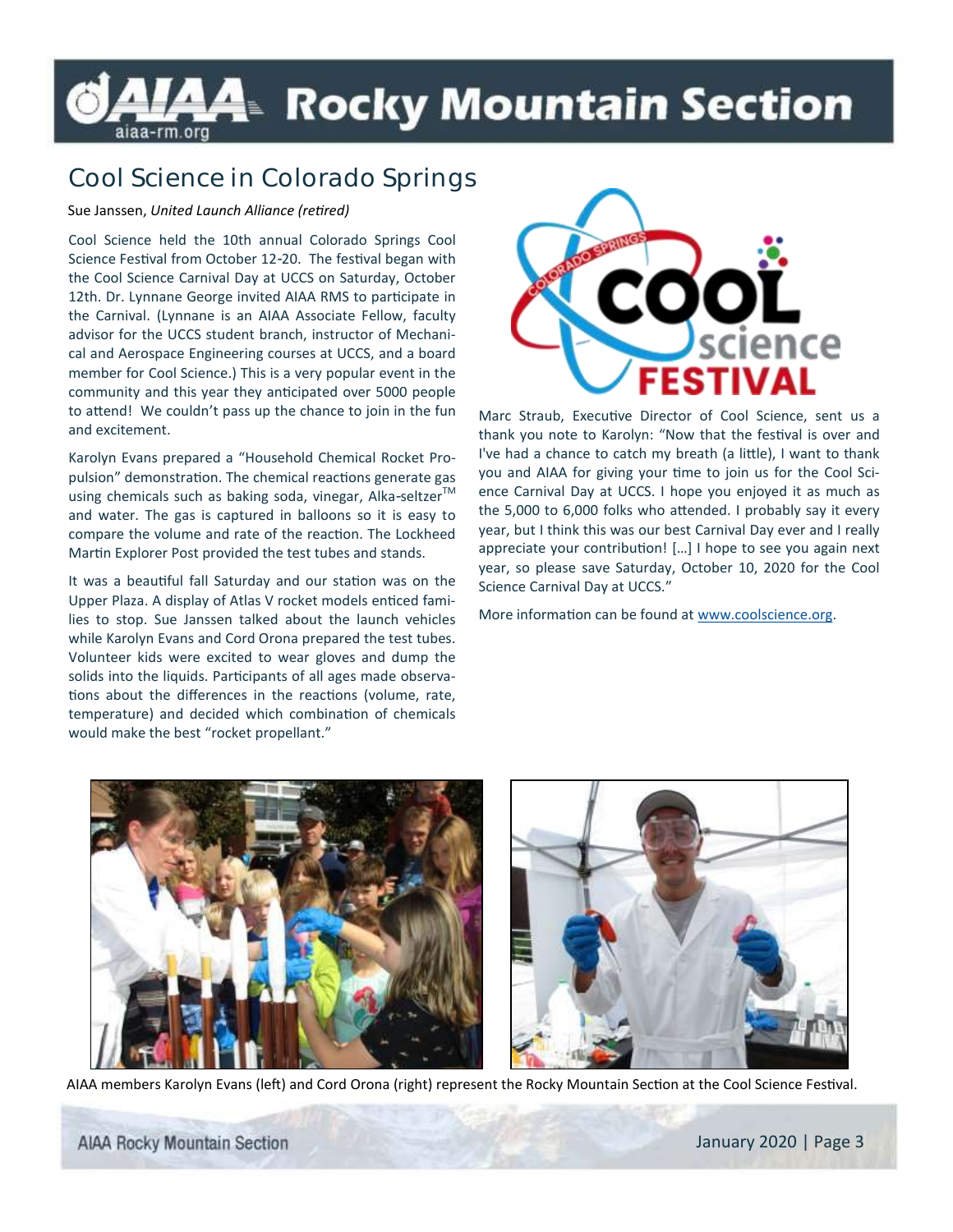## Cool Science in Colorado Springs

Sue Janssen, *United Launch Alliance (retired)*

Cool Science held the 10th annual Colorado Springs Cool Science Festival from October 12-20. The festival began with the Cool Science Carnival Day at UCCS on Saturday, October 12th. Dr. Lynnane George invited AIAA RMS to participate in the Carnival. (Lynnane is an AIAA Associate Fellow, faculty advisor for the UCCS student branch, instructor of Mechanical and Aerospace Engineering courses at UCCS, and a board member for Cool Science.) This is a very popular event in the community and this year they anticipated over 5000 people to attend! We couldn't pass up the chance to join in the fun and excitement.

Karolyn Evans prepared a "Household Chemical Rocket Propulsion" demonstration. The chemical reactions generate gas using chemicals such as baking soda, vinegar, Alka-seltzer™ and water. The gas is captured in balloons so it is easy to compare the volume and rate of the reaction. The Lockheed Martin Explorer Post provided the test tubes and stands.

It was a beautiful fall Saturday and our station was on the Upper Plaza. A display of Atlas V rocket models enticed families to stop. Sue Janssen talked about the launch vehicles while Karolyn Evans and Cord Orona prepared the test tubes. Volunteer kids were excited to wear gloves and dump the solids into the liquids. Participants of all ages made observations about the differences in the reactions (volume, rate, temperature) and decided which combination of chemicals would make the best "rocket propellant."

Marc Straub, Executive Director of Cool Science, sent us a thank you note to Karolyn: "Now that the festival is over and I've had a chance to catch my breath (a little), I want to thank you and AIAA for giving your time to join us for the Cool Science Carnival Day at UCCS. I hope you enjoyed it as much as the 5,000 to 6,000 folks who attended. I probably say it every year, but I think this was our best Carnival Day ever and I really appreciate your contribution! […] I hope to see you again next year, so please save Saturday, October 10, 2020 for the Cool Science Carnival Day at UCCS."

More information can be found at www.coolscience.org.

AIAA members Karolyn Evans (left) and Cord Orona (right) represent the Rocky Mountain Section at the Cool Science Festival.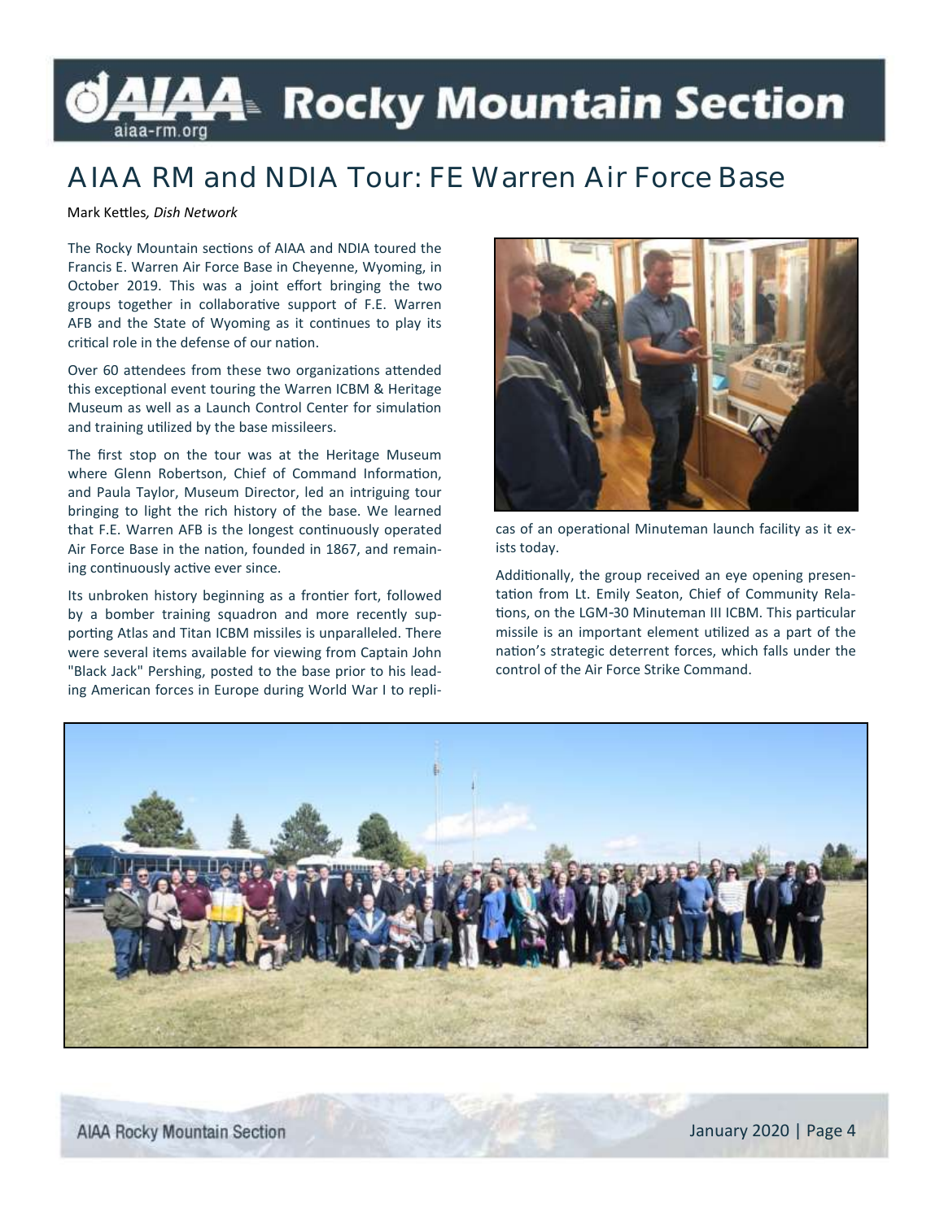# AIAA RM and NDIA Tour: FE Warren Air Force Base

Mark Kettles, *Dish Network*

The Rocky Mountain sections of AIAA and NDIA toured the Francis E. Warren Air Force Base in Cheyenne, Wyoming, in October 2019. This was a joint effort bringing the two groups together in collaborative support of F.E. Warren AFB and the State of Wyoming as it continues to play its critical role in the defense of our nation.

Over 60 attendees from these two organizations attended this exceptional event touring the Warren ICBM & Heritage Museum as well as a Launch Control Center for simulation and training utilized by the base missileers.

The first stop on the tour was at the Heritage Museum where Glenn Robertson, Chief of Command Information, and Paula Taylor, Museum Director, led an intriguing tour bringing to light the rich history of the base. We learned that F.E. Warren AFB is the longest continuously operated Air Force Base in the nation, founded in 1867, and remaining continuously active ever since.

Its unbroken history beginning as a frontier fort, followed by a bomber training squadron and more recently supporting Atlas and Titan ICBM missiles is unparalleled. There were several items available for viewing from Captain John "Black Jack" Pershing, posted to the base prior to his leading American forces in Europe during World War I to replicas of an operational Minuteman launch facility as it exists today.

Additionally, the group received an eye opening presentation from Lt. Emily Seaton, Chief of Community Relations, on the LGM-30 Minuteman III ICBM. This particular missile is an important element utilized as a part of the nation's strategic deterrent forces, which falls under the control of the Air Force Strike Command.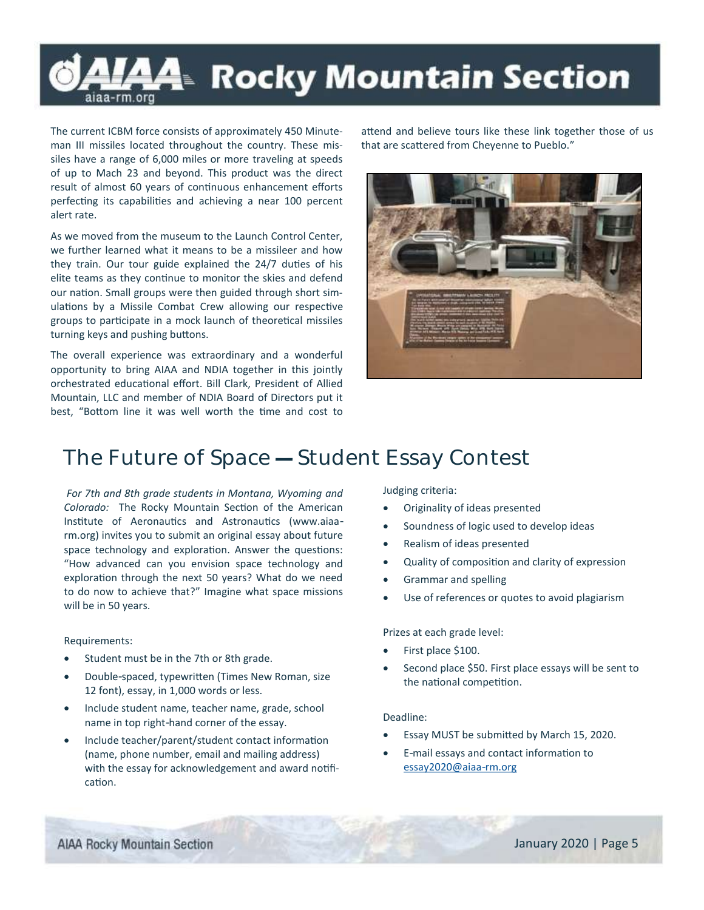The current ICBM force consists of approximately 450 Minuteman III missiles located throughout the country. These missiles have a range of 6,000 miles or more traveling at speeds of up to Mach 23 and beyond. This product was the direct result of almost 60 years of continuous enhancement efforts perfecting its capabilities and achieving a near 100 percent alert rate.

As we moved from the museum to the Launch Control Center, we further learned what it means to be a missileer and how they train. Our tour guide explained the 24/7 duties of his elite teams as they continue to monitor the skies and defend our nation. Small groups were then guided through short simulations by a Missile Combat Crew allowing our respective groups to participate in a mock launch of theoretical missiles turning keys and pushing buttons.

The overall experience was extraordinary and a wonderful opportunity to bring AIAA and NDIA together in this jointly orchestrated educational effort. Bill Clark, President of Allied Mountain, LLC and member of NDIA Board of Directors put it best, "Bottom line it was well worth the time and cost to attend and believe tours like these link together those of us that are scattered from Cheyenne to Pueblo."

## The Future of Space — Student Essay Contest

*For 7th and 8th grade students in Montana, Wyoming and Colorado:* The Rocky Mountain Section of the American Institute of Aeronautics and Astronautics (www.aiaa-rm.org) invites you to submit an original essay about future space technology and exploration. Answer the questions: "How advanced can you envision space technology and exploration through the next 50 years? What do we need to do now to achieve that?" Imagine what space missions will be in 50 years.

Requirements:

- Student must be in the 7th or 8th grade.
- Double-spaced, typewritten (Times New Roman, size 12 font), essay, in 1,000 words or less.
- Include student name, teacher name, grade, school name in top right-hand corner of the essay.
- Include teacher/parent/student contact information (name, phone number, email and mailing address) with the essay for acknowledgement and award notification.

Judging criteria:

- Originality of ideas presented
- Soundness of logic used to develop ideas
- Realism of ideas presented
- Quality of composition and clarity of expression
- Grammar and spelling
- Use of references or quotes to avoid plagiarism

Prizes at each grade level:

- First place $100.
- Second place $50. First place essays will be sent to the national competition.

Deadline:

- Essay MUST be submitted by March 15, 2020.
- E-mail essays and contact information to essay2020@aiaa-rm.org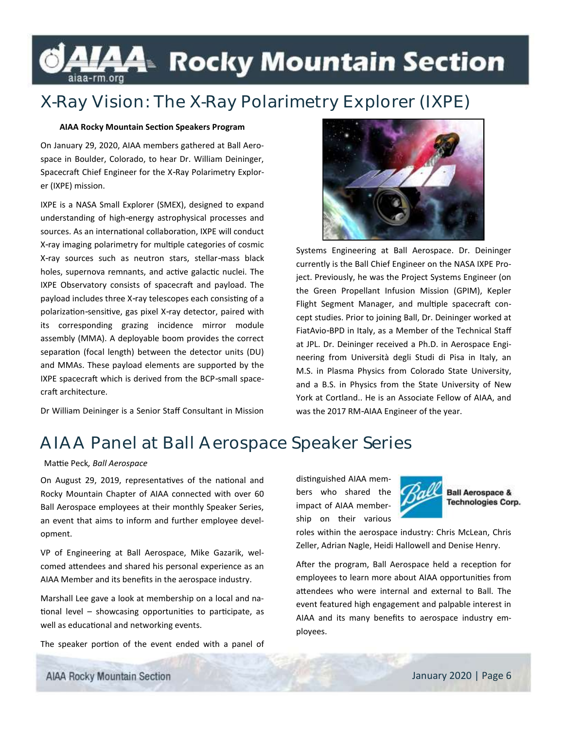# X-Ray Vision: The X-Ray Polarimetry Explorer (IXPE)

**AIAA Rocky Mountain Section Speakers Program**

On January 29, 2020, AIAA members gathered at Ball Aerospace in Boulder, Colorado, to hear Dr. William Deininger, Spacecraft Chief Engineer for the X-Ray Polarimetry Explorer (IXPE) mission.

IXPE is a NASA Small Explorer (SMEX), designed to expand understanding of high-energy astrophysical processes and sources. As an international collaboration, IXPE will conduct X-ray imaging polarimetry for multiple categories of cosmic X-ray sources such as neutron stars, stellar-mass black holes, supernova remnants, and active galactic nuclei. The IXPE Observatory consists of spacecraft and payload. The payload includes three X-ray telescopes each consisting of a polarization-sensitive, gas pixel X-ray detector, paired with its corresponding grazing incidence mirror module assembly (MMA). A deployable boom provides the correct separation (focal length) between the detector units (DU) and MMAs. These payload elements are supported by the IXPE spacecraft which is derived from the BCP-small spacecraft architecture.

Dr William Deininger is a Senior Staff Consultant in Mission Systems Engineering at Ball Aerospace. Dr. Deininger currently is the Ball Chief Engineer on the NASA IXPE Project. Previously, he was the Project Systems Engineer (on the Green Propellant Infusion Mission (GPIM), Kepler Flight Segment Manager, and multiple spacecraft concept studies. Prior to joining Ball, Dr. Deininger worked at FiatAvio-BPD in Italy, as a Member of the Technical Staff at JPL. Dr. Deininger received a Ph.D. in Aerospace Engineering from Università degli Studi di Pisa in Italy, an M.S. in Plasma Physics from Colorado State University, and a B.S. in Physics from the State University of New York at Cortland.. He is an Associate Fellow of AIAA, and was the 2017 RM-AIAA Engineer of the year.

# AIAA Panel at Ball Aerospace Speaker Series

Mattie Peck*, Ball Aerospace*

On August 29, 2019, representatives of the national and Rocky Mountain Chapter of AIAA connected with over 60 Ball Aerospace employees at their monthly Speaker Series, an event that aims to inform and further employee development.

VP of Engineering at Ball Aerospace, Mike Gazarik, welcomed attendees and shared his personal experience as an AIAA Member and its benefits in the aerospace industry.

Marshall Lee gave a look at membership on a local and national level – showcasing opportunities to participate, as well as educational and networking events.

The speaker portion of the event ended with a panel of distinguished AIAA members who shared the impact of AIAA membership on their various roles within the aerospace industry: Chris McLean, Chris Zeller, Adrian Nagle, Heidi Hallowell and Denise Henry.

After the program, Ball Aerospace held a reception for employees to learn more about AIAA opportunities from attendees who were internal and external to Ball. The event featured high engagement and palpable interest in AIAA and its many benefits to aerospace industry employees.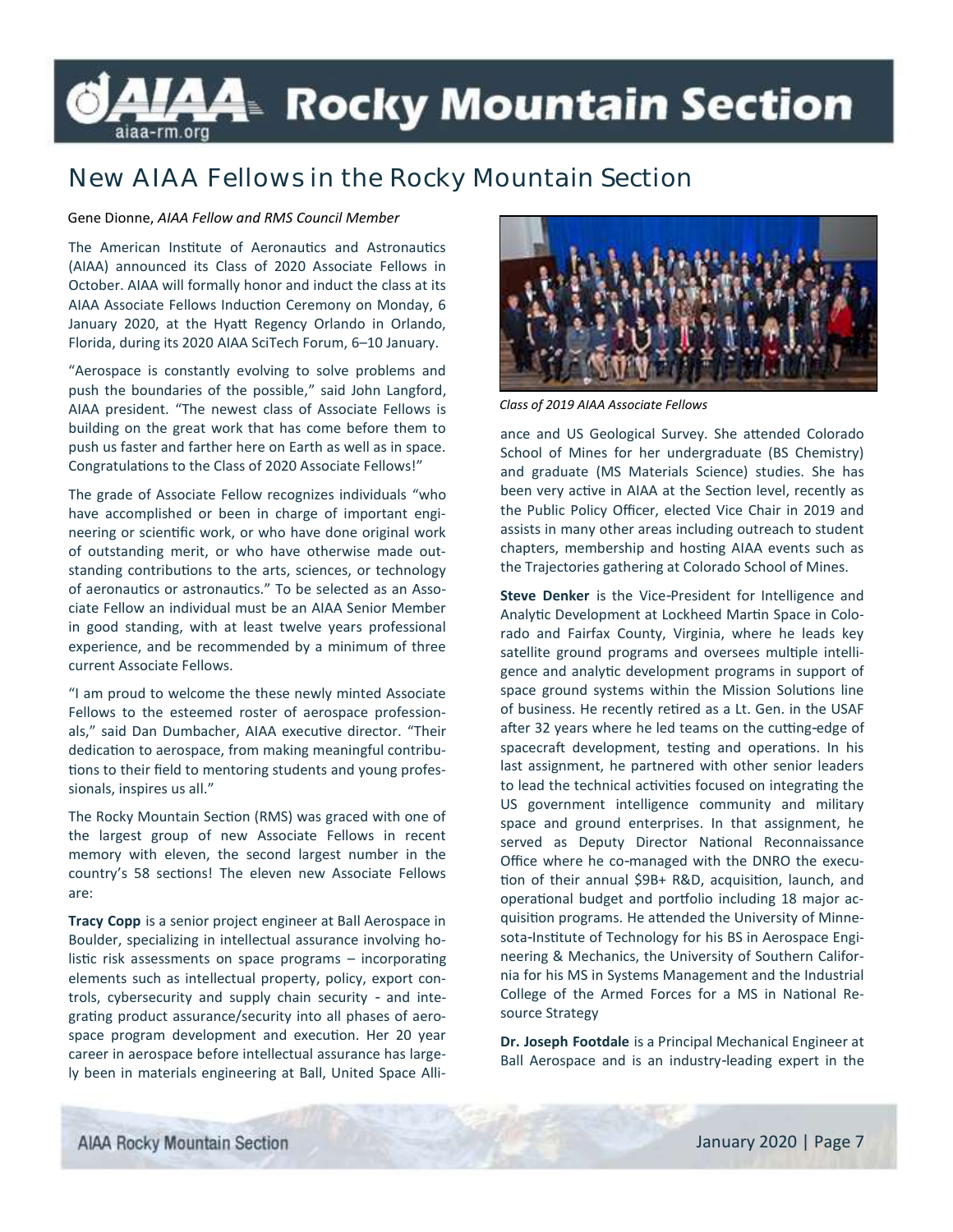# New AIAA Fellows in the Rocky Mountain Section

Gene Dionne, *AIAA Fellow and RMS Council Member*

The American Institute of Aeronautics and Astronautics (AIAA) announced its Class of 2020 Associate Fellows in October. AIAA will formally honor and induct the class at its AIAA Associate Fellows Induction Ceremony on Monday, 6 January 2020, at the Hyatt Regency Orlando in Orlando, Florida, during its 2020 AIAA SciTech Forum, 6–10 January.

"Aerospace is constantly evolving to solve problems and push the boundaries of the possible," said John Langford, AIAA president. "The newest class of Associate Fellows is building on the great work that has come before them to push us faster and farther here on Earth as well as in space. Congratulations to the Class of 2020 Associate Fellows!"

The grade of Associate Fellow recognizes individuals "who have accomplished or been in charge of important engineering or scientific work, or who have done original work of outstanding merit, or who have otherwise made outstanding contributions to the arts, sciences, or technology of aeronautics or astronautics." To be selected as an Associate Fellow an individual must be an AIAA Senior Member in good standing, with at least twelve years professional experience, and be recommended by a minimum of three current Associate Fellows.

"I am proud to welcome the these newly minted Associate Fellows to the esteemed roster of aerospace professionals," said Dan Dumbacher, AIAA executive director. "Their dedication to aerospace, from making meaningful contributions to their field to mentoring students and young professionals, inspires us all."

The Rocky Mountain Section (RMS) was graced with one of the largest group of new Associate Fellows in recent memory with eleven, the second largest number in the country's 58 sections! The eleven new Associate Fellows are:

*Class of 2019 AIAA Associate Fellows*

**Tracy Copp** is a senior project engineer at Ball Aerospace in Boulder, specializing in intellectual assurance involving holistic risk assessments on space programs – incorporating elements such as intellectual property, policy, export controls, cybersecurity and supply chain security - and integrating product assurance/security into all phases of aerospace program development and execution. Her 20 year career in aerospace before intellectual assurance has largely been in materials engineering at Ball, United Space Alliance and US Geological Survey. She attended Colorado School of Mines for her undergraduate (BS Chemistry) and graduate (MS Materials Science) studies. She has been very active in AIAA at the Section level, recently as the Public Policy Officer, elected Vice Chair in 2019 and assists in many other areas including outreach to student chapters, membership and hosting AIAA events such as the Trajectories gathering at Colorado School of Mines.

**Steve Denker** is the Vice-President for Intelligence and Analytic Development at Lockheed Martin Space in Colorado and Fairfax County, Virginia, where he leads key satellite ground programs and oversees multiple intelligence and analytic development programs in support of space ground systems within the Mission Solutions line of business. He recently retired as a Lt. Gen. in the USAF after 32 years where he led teams on the cutting-edge of spacecraft development, testing and operations. In his last assignment, he partnered with other senior leaders to lead the technical activities focused on integrating the US government intelligence community and military space and ground enterprises. In that assignment, he served as Deputy Director National Reconnaissance Office where he co-managed with the DNRO the execution of their annual $9B+ R&D, acquisition, launch, and operational budget and portfolio including 18 major acquisition programs. He attended the University of Minnesota-Institute of Technology for his BS in Aerospace Engineering & Mechanics, the University of Southern California for his MS in Systems Management and the Industrial College of the Armed Forces for a MS in National Resource Strategy

**Dr. Joseph Footdale** is a Principal Mechanical Engineer at Ball Aerospace and is an industry-leading expert in the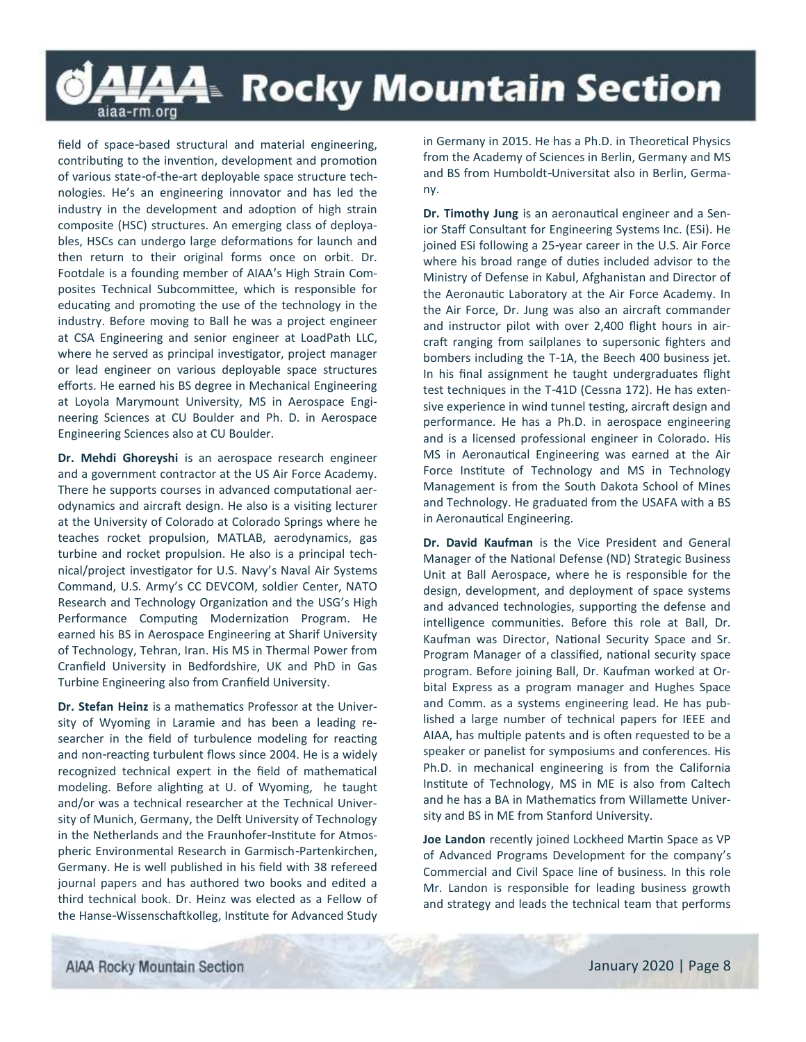field of space-based structural and material engineering, contributing to the invention, development and promotion of various state-of-the-art deployable space structure technologies. He's an engineering innovator and has led the industry in the development and adoption of high strain composite (HSC) structures. An emerging class of deployables, HSCs can undergo large deformations for launch and then return to their original forms once on orbit. Dr. Footdale is a founding member of AIAA's High Strain Composites Technical Subcommittee, which is responsible for educating and promoting the use of the technology in the industry. Before moving to Ball he was a project engineer at CSA Engineering and senior engineer at LoadPath LLC, where he served as principal investigator, project manager or lead engineer on various deployable space structures efforts. He earned his BS degree in Mechanical Engineering at Loyola Marymount University, MS in Aerospace Engineering Sciences at CU Boulder and Ph. D. in Aerospace Engineering Sciences also at CU Boulder.

**Dr. Mehdi Ghoreyshi** is an aerospace research engineer and a government contractor at the US Air Force Academy. There he supports courses in advanced computational aerodynamics and aircraft design. He also is a visiting lecturer at the University of Colorado at Colorado Springs where he teaches rocket propulsion, MATLAB, aerodynamics, gas turbine and rocket propulsion. He also is a principal technical/project investigator for U.S. Navy's Naval Air Systems Command, U.S. Army's CC DEVCOM, soldier Center, NATO Research and Technology Organization and the USG's High Performance Computing Modernization Program. He earned his BS in Aerospace Engineering at Sharif University of Technology, Tehran, Iran. His MS in Thermal Power from Cranfield University in Bedfordshire, UK and PhD in Gas Turbine Engineering also from Cranfield University.

**Dr. Stefan Heinz** is a mathematics Professor at the University of Wyoming in Laramie and has been a leading researcher in the field of turbulence modeling for reacting and non-reacting turbulent flows since 2004. He is a widely recognized technical expert in the field of mathematical modeling. Before alighting at U. of Wyoming, he taught and/or was a technical researcher at the Technical University of Munich, Germany, the Delft University of Technology in the Netherlands and the Fraunhofer-Institute for Atmospheric Environmental Research in Garmisch-Partenkirchen, Germany. He is well published in his field with 38 refereed journal papers and has authored two books and edited a third technical book. Dr. Heinz was elected as a Fellow of the Hanse-Wissenschaftkolleg, Institute for Advanced Study in Germany in 2015. He has a Ph.D. in Theoretical Physics from the Academy of Sciences in Berlin, Germany and MS and BS from Humboldt-Universitat also in Berlin, Germany.

**Dr. Timothy Jung** is an aeronautical engineer and a Senior Staff Consultant for Engineering Systems Inc. (ESi). He joined ESi following a 25-year career in the U.S. Air Force where his broad range of duties included advisor to the Ministry of Defense in Kabul, Afghanistan and Director of the Aeronautic Laboratory at the Air Force Academy. In the Air Force, Dr. Jung was also an aircraft commander and instructor pilot with over 2,400 flight hours in aircraft ranging from sailplanes to supersonic fighters and bombers including the T-1A, the Beech 400 business jet. In his final assignment he taught undergraduates flight test techniques in the T-41D (Cessna 172). He has extensive experience in wind tunnel testing, aircraft design and performance. He has a Ph.D. in aerospace engineering and is a licensed professional engineer in Colorado. His MS in Aeronautical Engineering was earned at the Air Force Institute of Technology and MS in Technology Management is from the South Dakota School of Mines and Technology. He graduated from the USAFA with a BS in Aeronautical Engineering.

**Dr. David Kaufman** is the Vice President and General Manager of the National Defense (ND) Strategic Business Unit at Ball Aerospace, where he is responsible for the design, development, and deployment of space systems and advanced technologies, supporting the defense and intelligence communities. Before this role at Ball, Dr. Kaufman was Director, National Security Space and Sr. Program Manager of a classified, national security space program. Before joining Ball, Dr. Kaufman worked at Orbital Express as a program manager and Hughes Space and Comm. as a systems engineering lead. He has published a large number of technical papers for IEEE and AIAA, has multiple patents and is often requested to be a speaker or panelist for symposiums and conferences. His Ph.D. in mechanical engineering is from the California Institute of Technology, MS in ME is also from Caltech and he has a BA in Mathematics from Willamette University and BS in ME from Stanford University.

**Joe Landon** recently joined Lockheed Martin Space as VP of Advanced Programs Development for the company's Commercial and Civil Space line of business. In this role Mr. Landon is responsible for leading business growth and strategy and leads the technical team that performs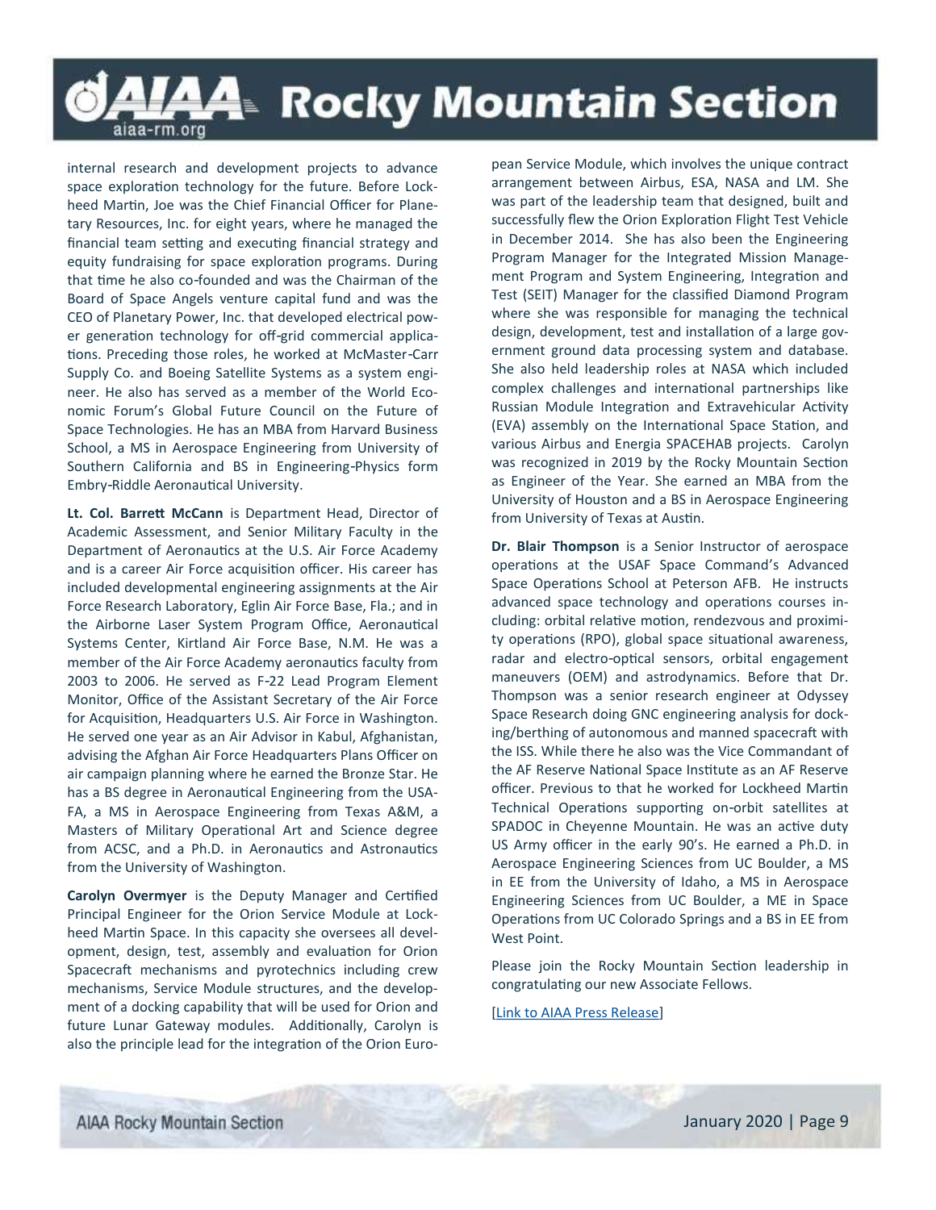internal research and development projects to advance space exploration technology for the future. Before Lockheed Martin, Joe was the Chief Financial Officer for Planetary Resources, Inc. for eight years, where he managed the financial team setting and executing financial strategy and equity fundraising for space exploration programs. During that time he also co-founded and was the Chairman of the Board of Space Angels venture capital fund and was the CEO of Planetary Power, Inc. that developed electrical power generation technology for off-grid commercial applications. Preceding those roles, he worked at McMaster-Carr Supply Co. and Boeing Satellite Systems as a system engineer. He also has served as a member of the World Economic Forum's Global Future Council on the Future of Space Technologies. He has an MBA from Harvard Business School, a MS in Aerospace Engineering from University of Southern California and BS in Engineering-Physics form Embry-Riddle Aeronautical University.

**Lt. Col. Barrett McCann** is Department Head, Director of Academic Assessment, and Senior Military Faculty in the Department of Aeronautics at the U.S. Air Force Academy and is a career Air Force acquisition officer. His career has included developmental engineering assignments at the Air Force Research Laboratory, Eglin Air Force Base, Fla.; and in the Airborne Laser System Program Office, Aeronautical Systems Center, Kirtland Air Force Base, N.M. He was a member of the Air Force Academy aeronautics faculty from 2003 to 2006. He served as F-22 Lead Program Element Monitor, Office of the Assistant Secretary of the Air Force for Acquisition, Headquarters U.S. Air Force in Washington. He served one year as an Air Advisor in Kabul, Afghanistan, advising the Afghan Air Force Headquarters Plans Officer on air campaign planning where he earned the Bronze Star. He has a BS degree in Aeronautical Engineering from the USAFA, a MS in Aerospace Engineering from Texas A&M, a Masters of Military Operational Art and Science degree from ACSC, and a Ph.D. in Aeronautics and Astronautics from the University of Washington.

**Carolyn Overmyer** is the Deputy Manager and Certified Principal Engineer for the Orion Service Module at Lockheed Martin Space. In this capacity she oversees all development, design, test, assembly and evaluation for Orion Spacecraft mechanisms and pyrotechnics including crew mechanisms, Service Module structures, and the development of a docking capability that will be used for Orion and future Lunar Gateway modules. Additionally, Carolyn is also the principle lead for the integration of the Orion European Service Module, which involves the unique contract arrangement between Airbus, ESA, NASA and LM. She was part of the leadership team that designed, built and successfully flew the Orion Exploration Flight Test Vehicle in December 2014. She has also been the Engineering Program Manager for the Integrated Mission Management Program and System Engineering, Integration and Test (SEIT) Manager for the classified Diamond Program where she was responsible for managing the technical design, development, test and installation of a large government ground data processing system and database. She also held leadership roles at NASA which included complex challenges and international partnerships like Russian Module Integration and Extravehicular Activity (EVA) assembly on the International Space Station, and various Airbus and Energia SPACEHAB projects. Carolyn was recognized in 2019 by the Rocky Mountain Section as Engineer of the Year. She earned an MBA from the University of Houston and a BS in Aerospace Engineering from University of Texas at Austin.

**Dr. Blair Thompson** is a Senior Instructor of aerospace operations at the USAF Space Command's Advanced Space Operations School at Peterson AFB. He instructs advanced space technology and operations courses including: orbital relative motion, rendezvous and proximity operations (RPO), global space situational awareness, radar and electro-optical sensors, orbital engagement maneuvers (OEM) and astrodynamics. Before that Dr. Thompson was a senior research engineer at Odyssey Space Research doing GNC engineering analysis for docking/berthing of autonomous and manned spacecraft with the ISS. While there he also was the Vice Commandant of the AF Reserve National Space Institute as an AF Reserve officer. Previous to that he worked for Lockheed Martin Technical Operations supporting on-orbit satellites at SPADOC in Cheyenne Mountain. He was an active duty US Army officer in the early 90's. He earned a Ph.D. in Aerospace Engineering Sciences from UC Boulder, a MS in EE from the University of Idaho, a MS in Aerospace Engineering Sciences from UC Boulder, a ME in Space Operations from UC Colorado Springs and a BS in EE from West Point.

Please join the Rocky Mountain Section leadership in congratulating our new Associate Fellows.

[Link to AIAA Press Release]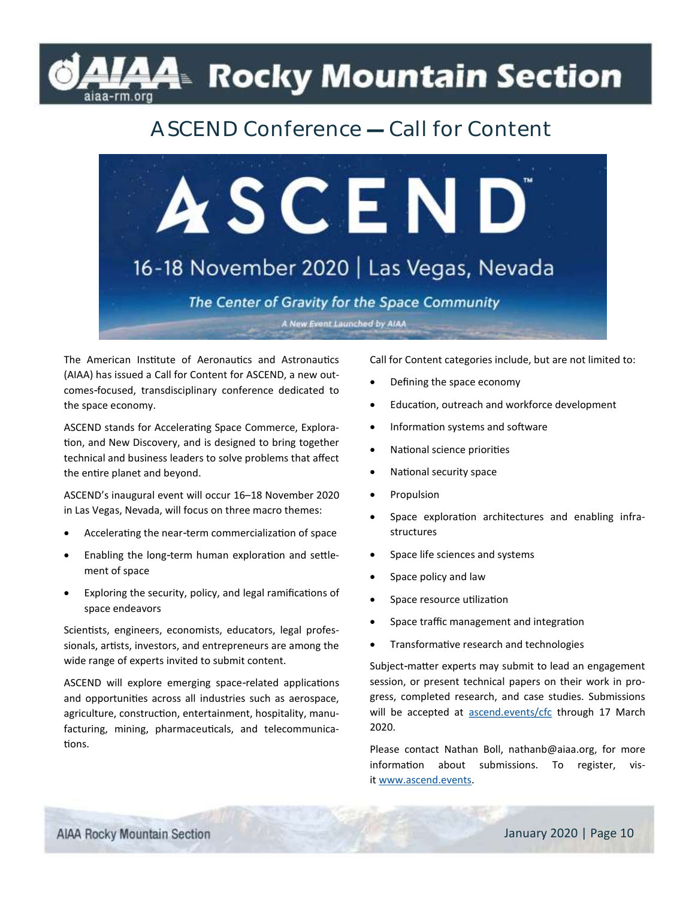# ASCEND Conference — Call for Content

ASCEND™

16-18 November 2020 | Las Vegas, Nevada

*The Center of Gravity for the Space Community*

*A New Event Launched by AIAA*

The American Institute of Aeronautics and Astronautics (AIAA) has issued a Call for Content for ASCEND, a new outcomes-focused, transdisciplinary conference dedicated to the space economy.

ASCEND stands for Accelerating Space Commerce, Exploration, and New Discovery, and is designed to bring together technical and business leaders to solve problems that affect the entire planet and beyond.

ASCEND's inaugural event will occur 16–18 November 2020 in Las Vegas, Nevada, will focus on three macro themes:

- Accelerating the near-term commercialization of space
- Enabling the long-term human exploration and settlement of space
- Exploring the security, policy, and legal ramifications of space endeavors

Scientists, engineers, economists, educators, legal professionals, artists, investors, and entrepreneurs are among the wide range of experts invited to submit content.

ASCEND will explore emerging space-related applications and opportunities across all industries such as aerospace, agriculture, construction, entertainment, hospitality, manufacturing, mining, pharmaceuticals, and telecommunications.

Call for Content categories include, but are not limited to:

- Defining the space economy
- Education, outreach and workforce development
- Information systems and software
- National science priorities
- National security space
- Propulsion
- Space exploration architectures and enabling infrastructures
- Space life sciences and systems
- Space policy and law
- Space resource utilization
- Space traffic management and integration
- Transformative research and technologies

Subject-matter experts may submit to lead an engagement session, or present technical papers on their work in progress, completed research, and case studies. Submissions will be accepted at ascend.events/cfc through 17 March 2020.

Please contact Nathan Boll, nathanb@aiaa.org, for more information about submissions. To register, visit www.ascend.events.